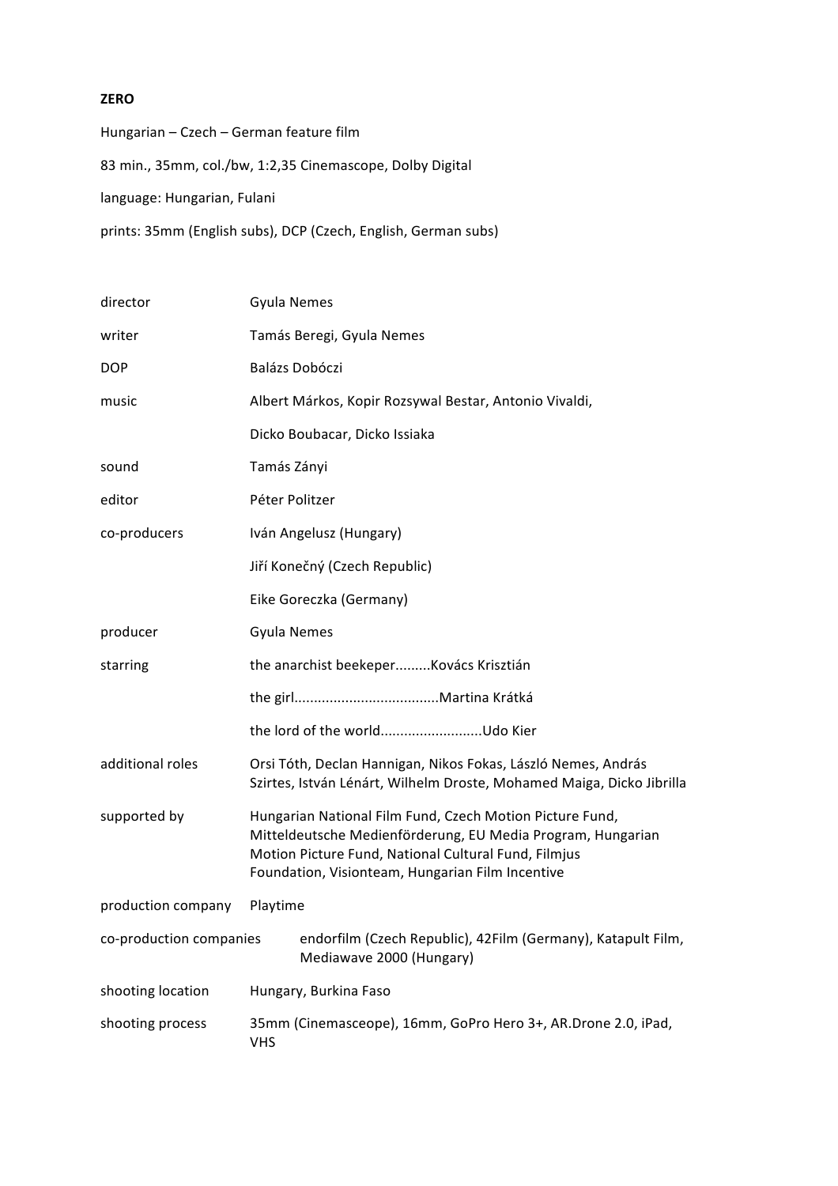**ZERO**

Hungarian – Czech – German feature film

83 min., 35mm, col./bw, 1:2,35 Cinemascope, Dolby Digital

language: Hungarian, Fulani

prints: 35mm (English subs), DCP (Czech, English, German subs)

| | |
|---|---|
| director | Gyula Nemes |
| writer | Tamás Beregi, Gyula Nemes |
| DOP | Balázs Dobóczi |
| music | Albert Márkos, Kopir Rozsywal Bestar, Antonio Vivaldi, |
| | Dicko Boubacar, Dicko Issiaka |
| sound | Tamás Zányi |
| editor | Péter Politzer |
| co-producers | Iván Angelusz (Hungary) |
| | Jiří Konečný (Czech Republic) |
| | Eike Goreczka (Germany) |
| producer | Gyula Nemes |
| starring | the anarchist beekeper.........Kovács Krisztián |
| | the girl....................................Martina Krátká |
| | the lord of the world..........................Udo Kier |
| additional roles | Orsi Tóth, Declan Hannigan, Nikos Fokas, László Nemes, András Szirtes, István Lénárt, Wilhelm Droste, Mohamed Maiga, Dicko Jibrilla |
| supported by | Hungarian National Film Fund, Czech Motion Picture Fund, Mitteldeutsche Medienförderung, EU Media Program, Hungarian Motion Picture Fund, National Cultural Fund, Filmjus Foundation, Visionteam, Hungarian Film Incentive |
| production company | Playtime |
| co-production companies | endorfilm (Czech Republic), 42Film (Germany), Katapult Film, Mediawave 2000 (Hungary) |
| shooting location | Hungary, Burkina Faso |
| shooting process | 35mm (Cinemasceope), 16mm, GoPro Hero 3+, AR.Drone 2.0, iPad, VHS |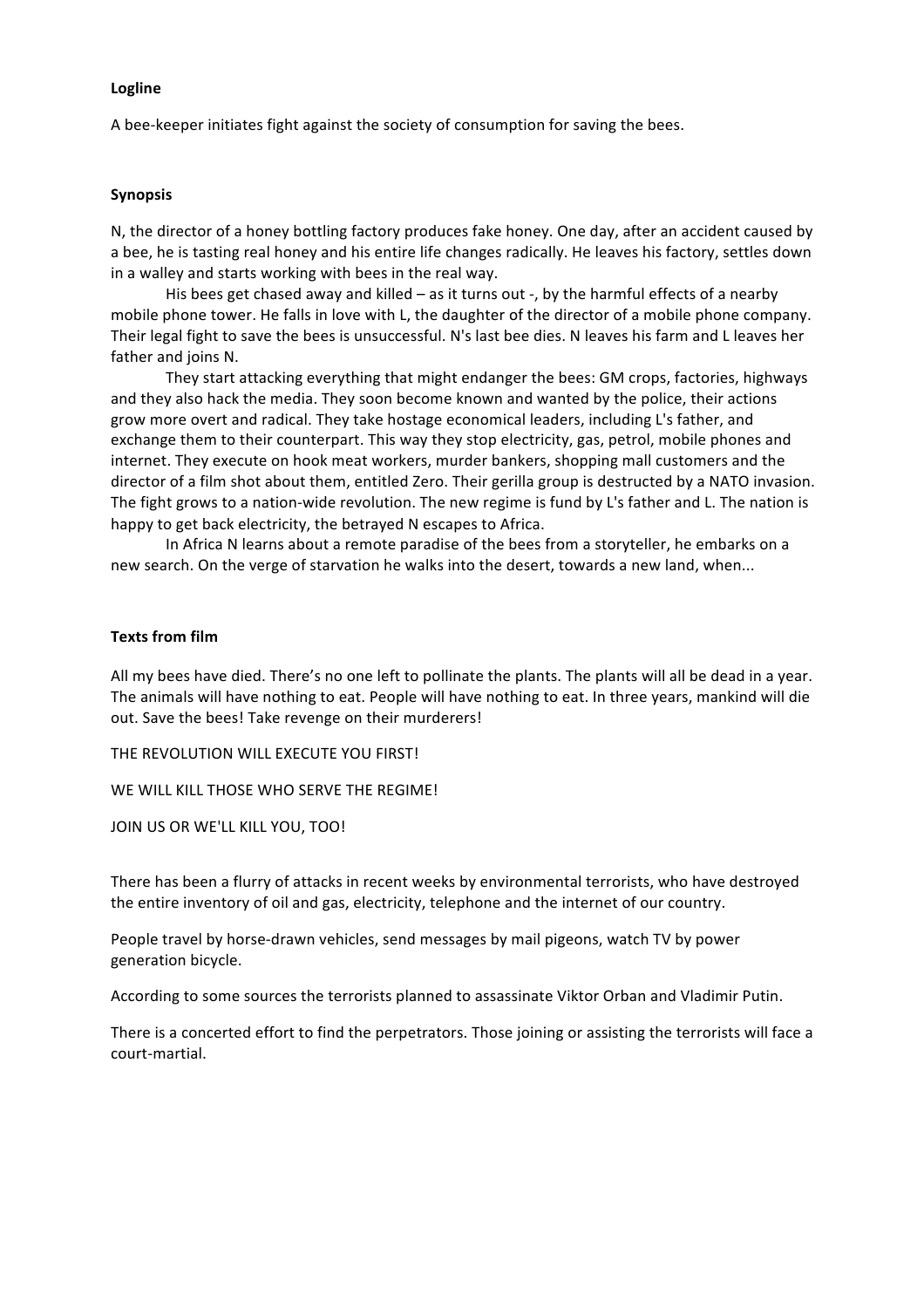**Logline**

A bee-keeper initiates fight against the society of consumption for saving the bees.

**Synopsis**

N, the director of a honey bottling factory produces fake honey. One day, after an accident caused by a bee, he is tasting real honey and his entire life changes radically. He leaves his factory, settles down in a walley and starts working with bees in the real way.

His bees get chased away and killed – as it turns out -, by the harmful effects of a nearby mobile phone tower. He falls in love with L, the daughter of the director of a mobile phone company. Their legal fight to save the bees is unsuccessful. N's last bee dies. N leaves his farm and L leaves her father and joins N.

They start attacking everything that might endanger the bees: GM crops, factories, highways and they also hack the media. They soon become known and wanted by the police, their actions grow more overt and radical. They take hostage economical leaders, including L's father, and exchange them to their counterpart. This way they stop electricity, gas, petrol, mobile phones and internet. They execute on hook meat workers, murder bankers, shopping mall customers and the director of a film shot about them, entitled Zero. Their gerilla group is destructed by a NATO invasion. The fight grows to a nation-wide revolution. The new regime is fund by L's father and L. The nation is happy to get back electricity, the betrayed N escapes to Africa.

In Africa N learns about a remote paradise of the bees from a storyteller, he embarks on a new search. On the verge of starvation he walks into the desert, towards a new land, when...

**Texts from film**

All my bees have died. There's no one left to pollinate the plants. The plants will all be dead in a year. The animals will have nothing to eat. People will have nothing to eat. In three years, mankind will die out. Save the bees! Take revenge on their murderers!

THE REVOLUTION WILL EXECUTE YOU FIRST!

WE WILL KILL THOSE WHO SERVE THE REGIME!

JOIN US OR WE'LL KILL YOU, TOO!

There has been a flurry of attacks in recent weeks by environmental terrorists, who have destroyed the entire inventory of oil and gas, electricity, telephone and the internet of our country.

People travel by horse-drawn vehicles, send messages by mail pigeons, watch TV by power generation bicycle.

According to some sources the terrorists planned to assassinate Viktor Orban and Vladimir Putin.

There is a concerted effort to find the perpetrators. Those joining or assisting the terrorists will face a court-martial.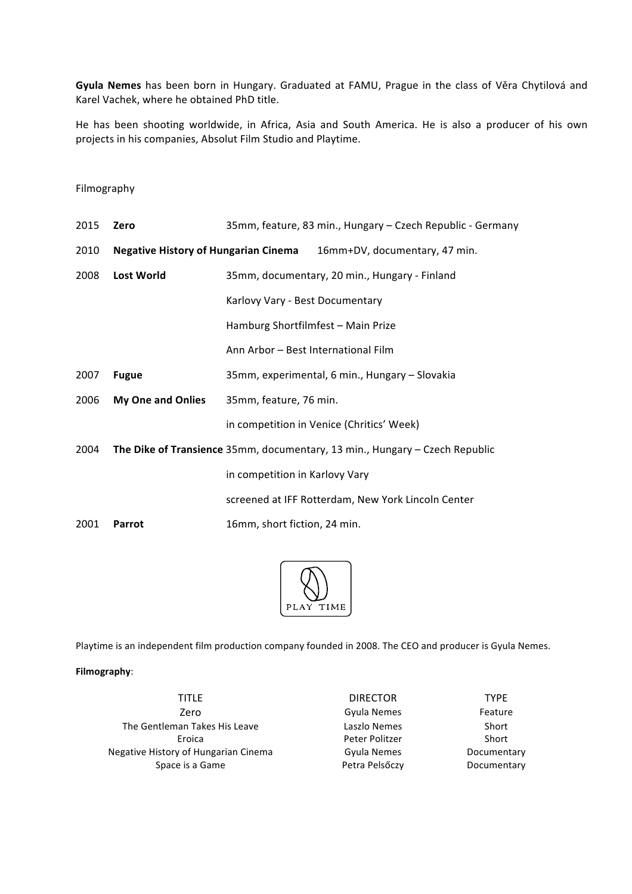**Gyula Nemes** has been born in Hungary. Graduated at FAMU, Prague in the class of Věra Chytilová and Karel Vachek, where he obtained PhD title.

He has been shooting worldwide, in Africa, Asia and South America. He is also a producer of his own projects in his companies, Absolut Film Studio and Playtime.

Filmography

| | | |
|---|---|---|
| 2015 | **Zero** | 35mm, feature, 83 min., Hungary – Czech Republic - Germany |
| 2010 | **Negative History of Hungarian Cinema** | 16mm+DV, documentary, 47 min. |
| 2008 | **Lost World** | 35mm, documentary, 20 min., Hungary - Finland |
| | | Karlovy Vary - Best Documentary |
| | | Hamburg Shortfilmfest – Main Prize |
| | | Ann Arbor – Best International Film |
| 2007 | **Fugue** | 35mm, experimental, 6 min., Hungary – Slovakia |
| 2006 | **My One and Onlies** | 35mm, feature, 76 min. |
| | | in competition in Venice (Chritics' Week) |
| 2004 | **The Dike of Transience** | 35mm, documentary, 13 min., Hungary – Czech Republic |
| | | in competition in Karlovy Vary |
| | | screened at IFF Rotterdam, New York Lincoln Center |
| 2001 | **Parrot** | 16mm, short fiction, 24 min. |

PLAY TIME

Playtime is an independent film production company founded in 2008. The CEO and producer is Gyula Nemes.

**Filmography**:

| TITLE | DIRECTOR | TYPE |
|---|---|---|
| Zero | Gyula Nemes | Feature |
| The Gentleman Takes His Leave | Laszlo Nemes | Short |
| Eroica | Peter Politzer | Short |
| Negative History of Hungarian Cinema | Gyula Nemes | Documentary |
| Space is a Game | Petra Pelsőczy | Documentary |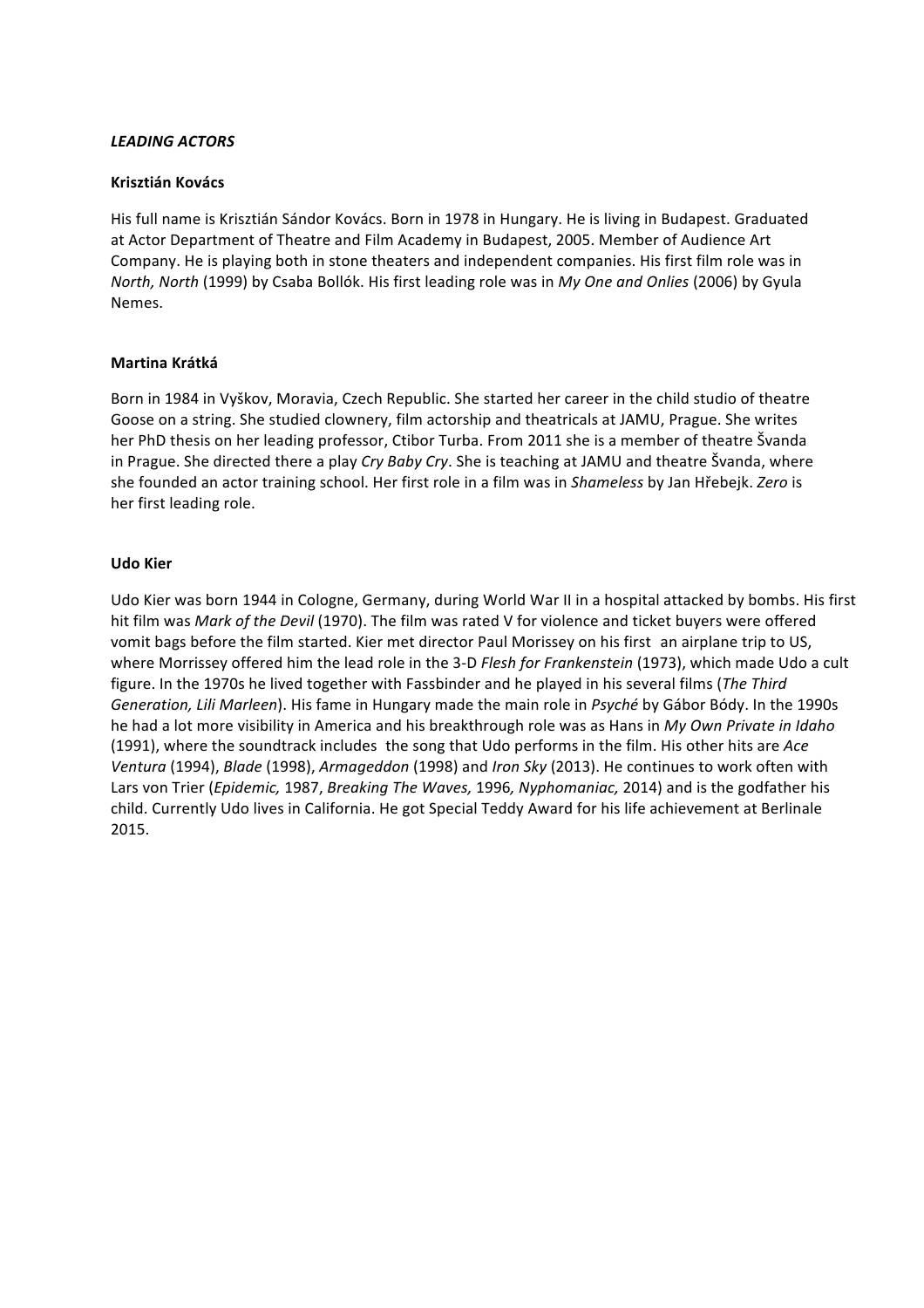***LEADING ACTORS***

**Krisztián Kovács**

His full name is Krisztián Sándor Kovács. Born in 1978 in Hungary. He is living in Budapest. Graduated at Actor Department of Theatre and Film Academy in Budapest, 2005. Member of Audience Art Company. He is playing both in stone theaters and independent companies. His first film role was in *North, North* (1999) by Csaba Bollók. His first leading role was in *My One and Onlies* (2006) by Gyula Nemes.

**Martina Krátká**

Born in 1984 in Vyškov, Moravia, Czech Republic. She started her career in the child studio of theatre Goose on a string. She studied clownery, film actorship and theatricals at JAMU, Prague. She writes her PhD thesis on her leading professor, Ctibor Turba. From 2011 she is a member of theatre Švanda in Prague. She directed there a play *Cry Baby Cry*. She is teaching at JAMU and theatre Švanda, where she founded an actor training school. Her first role in a film was in *Shameless* by Jan Hřebejk. *Zero* is her first leading role.

**Udo Kier**

Udo Kier was born 1944 in Cologne, Germany, during World War II in a hospital attacked by bombs. His first hit film was *Mark of the Devil* (1970). The film was rated V for violence and ticket buyers were offered vomit bags before the film started. Kier met director Paul Morissey on his first an airplane trip to US, where Morrissey offered him the lead role in the 3-D *Flesh for Frankenstein* (1973), which made Udo a cult figure. In the 1970s he lived together with Fassbinder and he played in his several films (*The Third Generation, Lili Marleen*). His fame in Hungary made the main role in *Psyché* by Gábor Bódy. In the 1990s he had a lot more visibility in America and his breakthrough role was as Hans in *My Own Private in Idaho* (1991), where the soundtrack includes the song that Udo performs in the film. His other hits are *Ace Ventura* (1994), *Blade* (1998), *Armageddon* (1998) and *Iron Sky* (2013). He continues to work often with Lars von Trier (*Epidemic,* 1987, *Breaking The Waves,* 1996*, Nyphomaniac,* 2014) and is the godfather his child. Currently Udo lives in California. He got Special Teddy Award for his life achievement at Berlinale 2015.